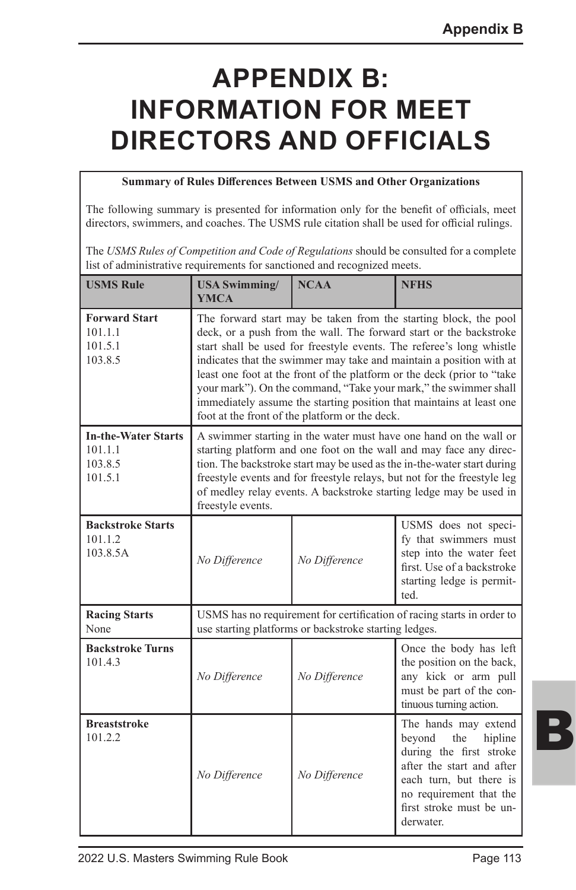# APPENDIX B: INFORMATION FOR MEET DIRECTORS AND OFFICIALS

**Summary of Rules Differences Between USMS and Other Organizations**

The following summary is presented for information only for the benefit of officials, meet directors, swimmers, and coaches. The USMS rule citation shall be used for official rulings.

The *USMS Rules of Competition and Code of Regulations* should be consulted for a complete list of administrative requirements for sanctioned and recognized meets.

| USMS Rule | USA Swimming/ YMCA | NCAA | NFHS |
|---|---|---|---|
| **Forward Start** 101.1.1 101.5.1 103.8.5 | The forward start may be taken from the starting block, the pool deck, or a push from the wall. The forward start or the backstroke start shall be used for freestyle events. The referee's long whistle indicates that the swimmer may take and maintain a position with at least one foot at the front of the platform or the deck (prior to "take your mark"). On the command, "Take your mark," the swimmer shall immediately assume the starting position that maintains at least one foot at the front of the platform or the deck. | | |
| **In-the-Water Starts** 101.1.1 103.8.5 101.5.1 | A swimmer starting in the water must have one hand on the wall or starting platform and one foot on the wall and may face any direction. The backstroke start may be used as the in-the-water start during freestyle events and for freestyle relays, but not for the freestyle leg of medley relay events. A backstroke starting ledge may be used in freestyle events. | | |
| **Backstroke Starts** 101.1.2 103.8.5A | *No Difference* | *No Difference* | USMS does not specify that swimmers must step into the water feet first. Use of a backstroke starting ledge is permitted. |
| **Racing Starts** None | USMS has no requirement for certification of racing starts in order to use starting platforms or backstroke starting ledges. | | |
| **Backstroke Turns** 101.4.3 | *No Difference* | *No Difference* | Once the body has left the position on the back, any kick or arm pull must be part of the continuous turning action. |
| **Breaststroke** 101.2.2 | *No Difference* | *No Difference* | The hands may extend beyond the hipline during the first stroke after the start and after each turn, but there is no requirement that the first stroke must be underwater. |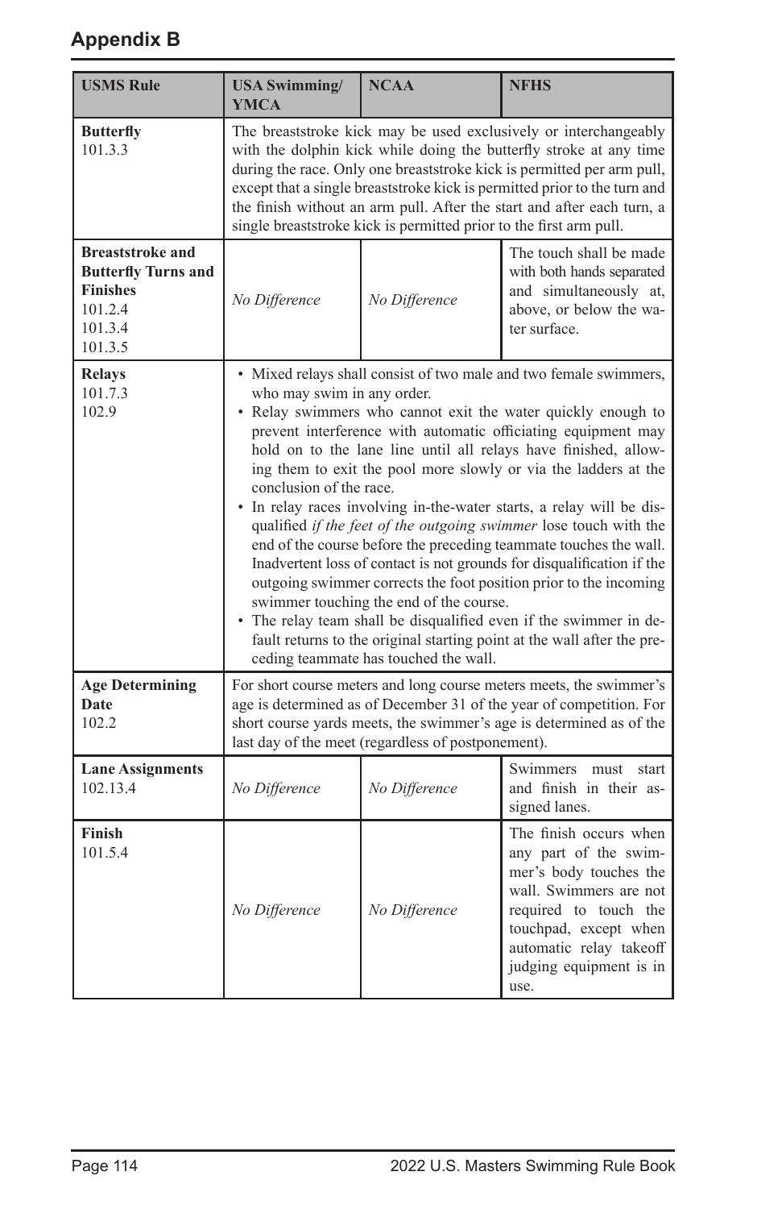## Appendix B

| USMS Rule | USA Swimming/ YMCA | NCAA | NFHS |
|---|---|---|---|
| **Butterfly** 101.3.3 | The breaststroke kick may be used exclusively or interchangeably with the dolphin kick while doing the butterfly stroke at any time during the race. Only one breaststroke kick is permitted per arm pull, except that a single breaststroke kick is permitted prior to the turn and the finish without an arm pull. After the start and after each turn, a single breaststroke kick is permitted prior to the first arm pull. | | |
| **Breaststroke and Butterfly Turns and Finishes** 101.2.4 101.3.4 101.3.5 | *No Difference* | *No Difference* | The touch shall be made with both hands separated and simultaneously at, above, or below the water surface. |
| **Relays** 101.7.3 102.9 | • Mixed relays shall consist of two male and two female swimmers, who may swim in any order. • Relay swimmers who cannot exit the water quickly enough to prevent interference with automatic officiating equipment may hold on to the lane line until all relays have finished, allowing them to exit the pool more slowly or via the ladders at the conclusion of the race. • In relay races involving in-the-water starts, a relay will be disqualified *if the feet of the outgoing swimmer* lose touch with the end of the course before the preceding teammate touches the wall. Inadvertent loss of contact is not grounds for disqualification if the outgoing swimmer corrects the foot position prior to the incoming swimmer touching the end of the course. • The relay team shall be disqualified even if the swimmer in default returns to the original starting point at the wall after the preceding teammate has touched the wall. | | |
| **Age Determining Date** 102.2 | For short course meters and long course meters meets, the swimmer's age is determined as of December 31 of the year of competition. For short course yards meets, the swimmer's age is determined as of the last day of the meet (regardless of postponement). | | |
| **Lane Assignments** 102.13.4 | *No Difference* | *No Difference* | Swimmers must start and finish in their assigned lanes. |
| **Finish** 101.5.4 | *No Difference* | *No Difference* | The finish occurs when any part of the swimmer's body touches the wall. Swimmers are not required to touch the touchpad, except when automatic relay takeoff judging equipment is in use. |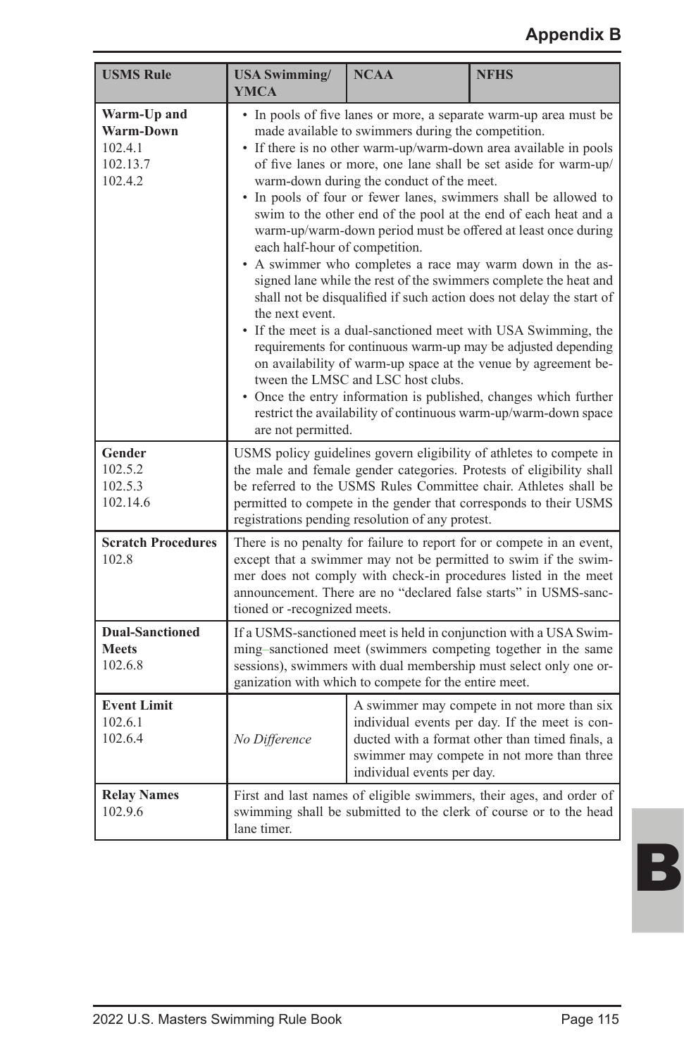## Appendix B

| USMS Rule | USA Swimming/ YMCA | NCAA | NFHS |
|---|---|---|---|
| **Warm-Up and Warm-Down**<br>102.4.1<br>102.13.7<br>102.4.2 | • In pools of five lanes or more, a separate warm-up area must be made available to swimmers during the competition.<br>• If there is no other warm-up/warm-down area available in pools of five lanes or more, one lane shall be set aside for warm-up/warm-down during the conduct of the meet.<br>• In pools of four or fewer lanes, swimmers shall be allowed to swim to the other end of the pool at the end of each heat and a warm-up/warm-down period must be offered at least once during each half-hour of competition.<br>• A swimmer who completes a race may warm down in the assigned lane while the rest of the swimmers complete the heat and shall not be disqualified if such action does not delay the start of the next event.<br>• If the meet is a dual-sanctioned meet with USA Swimming, the requirements for continuous warm-up may be adjusted depending on availability of warm-up space at the venue by agreement between the LMSC and LSC host clubs.<br>• Once the entry information is published, changes which further restrict the availability of continuous warm-up/warm-down space are not permitted. | | |
| **Gender**<br>102.5.2<br>102.5.3<br>102.14.6 | USMS policy guidelines govern eligibility of athletes to compete in the male and female gender categories. Protests of eligibility shall be referred to the USMS Rules Committee chair. Athletes shall be permitted to compete in the gender that corresponds to their USMS registrations pending resolution of any protest. | | |
| **Scratch Procedures**<br>102.8 | There is no penalty for failure to report for or compete in an event, except that a swimmer may not be permitted to swim if the swimmer does not comply with check-in procedures listed in the meet announcement. There are no "declared false starts" in USMS-sanctioned or -recognized meets. | | |
| **Dual-Sanctioned Meets**<br>102.6.8 | If a USMS-sanctioned meet is held in conjunction with a USA Swimming–sanctioned meet (swimmers competing together in the same sessions), swimmers with dual membership must select only one organization with which to compete for the entire meet. | | |
| **Event Limit**<br>102.6.1<br>102.6.4 | *No Difference* | A swimmer may compete in not more than six individual events per day. If the meet is conducted with a format other than timed finals, a swimmer may compete in not more than three individual events per day. | |
| **Relay Names**<br>102.9.6 | First and last names of eligible swimmers, their ages, and order of swimming shall be submitted to the clerk of course or to the head lane timer. | | |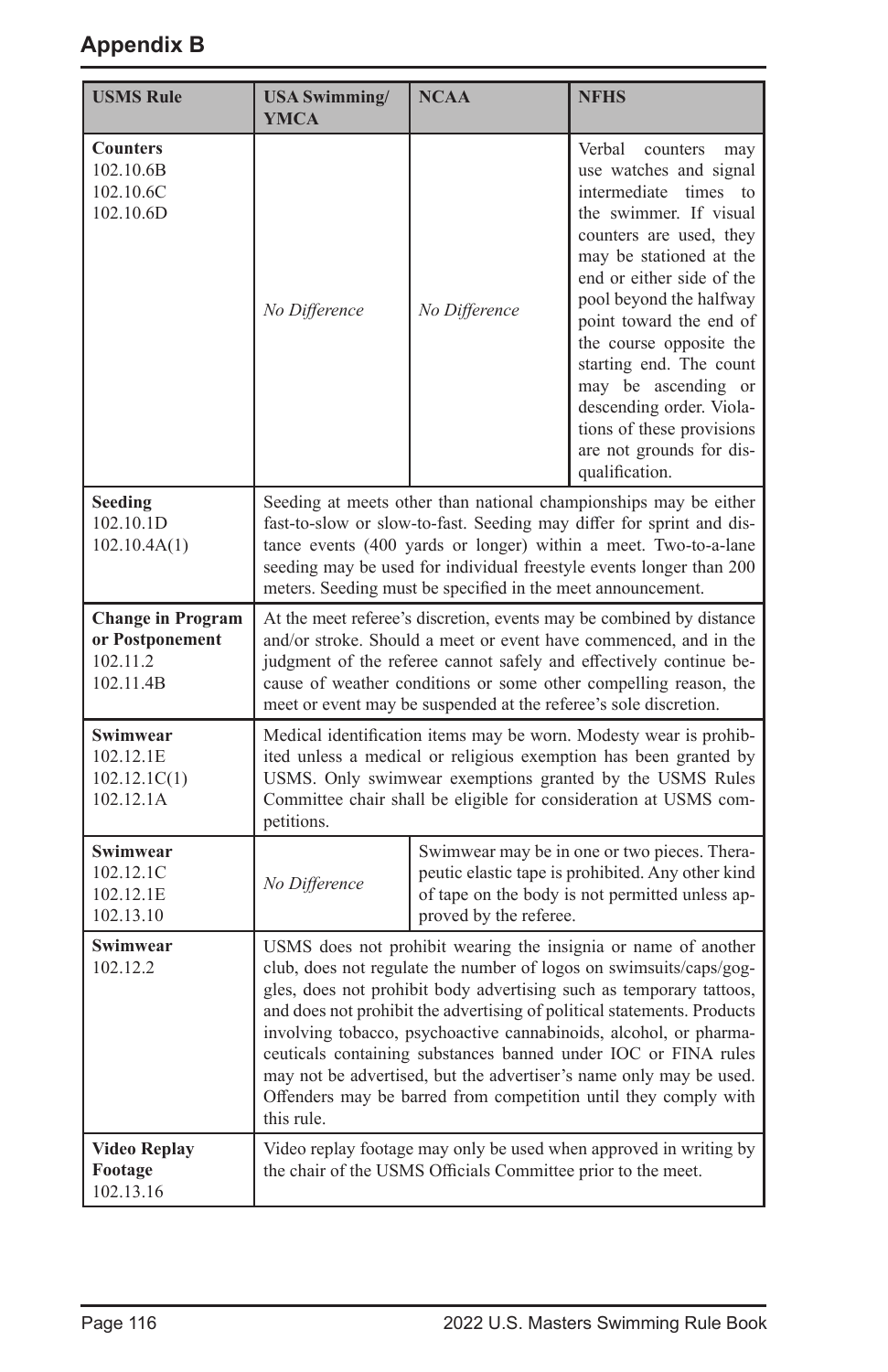## Appendix B

| USMS Rule | USA Swimming/ YMCA | NCAA | NFHS |
|---|---|---|---|
| **Counters** 102.10.6B 102.10.6C 102.10.6D | *No Difference* | *No Difference* | Verbal counters may use watches and signal intermediate times to the swimmer. If visual counters are used, they may be stationed at the end or either side of the pool beyond the halfway point toward the end of the course opposite the starting end. The count may be ascending or descending order. Violations of these provisions are not grounds for disqualification. |
| **Seeding** 102.10.1D 102.10.4A(1) | Seeding at meets other than national championships may be either fast-to-slow or slow-to-fast. Seeding may differ for sprint and distance events (400 yards or longer) within a meet. Two-to-a-lane seeding may be used for individual freestyle events longer than 200 meters. Seeding must be specified in the meet announcement. | | |
| **Change in Program or Postponement** 102.11.2 102.11.4B | At the meet referee's discretion, events may be combined by distance and/or stroke. Should a meet or event have commenced, and in the judgment of the referee cannot safely and effectively continue because of weather conditions or some other compelling reason, the meet or event may be suspended at the referee's sole discretion. | | |
| **Swimwear** 102.12.1E 102.12.1C(1) 102.12.1A | Medical identification items may be worn. Modesty wear is prohibited unless a medical or religious exemption has been granted by USMS. Only swimwear exemptions granted by the USMS Rules Committee chair shall be eligible for consideration at USMS competitions. | | |
| **Swimwear** 102.12.1C 102.12.1E 102.13.10 | *No Difference* | Swimwear may be in one or two pieces. Therapeutic elastic tape is prohibited. Any other kind of tape on the body is not permitted unless approved by the referee. | |
| **Swimwear** 102.12.2 | USMS does not prohibit wearing the insignia or name of another club, does not regulate the number of logos on swimsuits/caps/goggles, does not prohibit body advertising such as temporary tattoos, and does not prohibit the advertising of political statements. Products involving tobacco, psychoactive cannabinoids, alcohol, or pharmaceuticals containing substances banned under IOC or FINA rules may not be advertised, but the advertiser's name only may be used. Offenders may be barred from competition until they comply with this rule. | | |
| **Video Replay Footage** 102.13.16 | Video replay footage may only be used when approved in writing by the chair of the USMS Officials Committee prior to the meet. | | |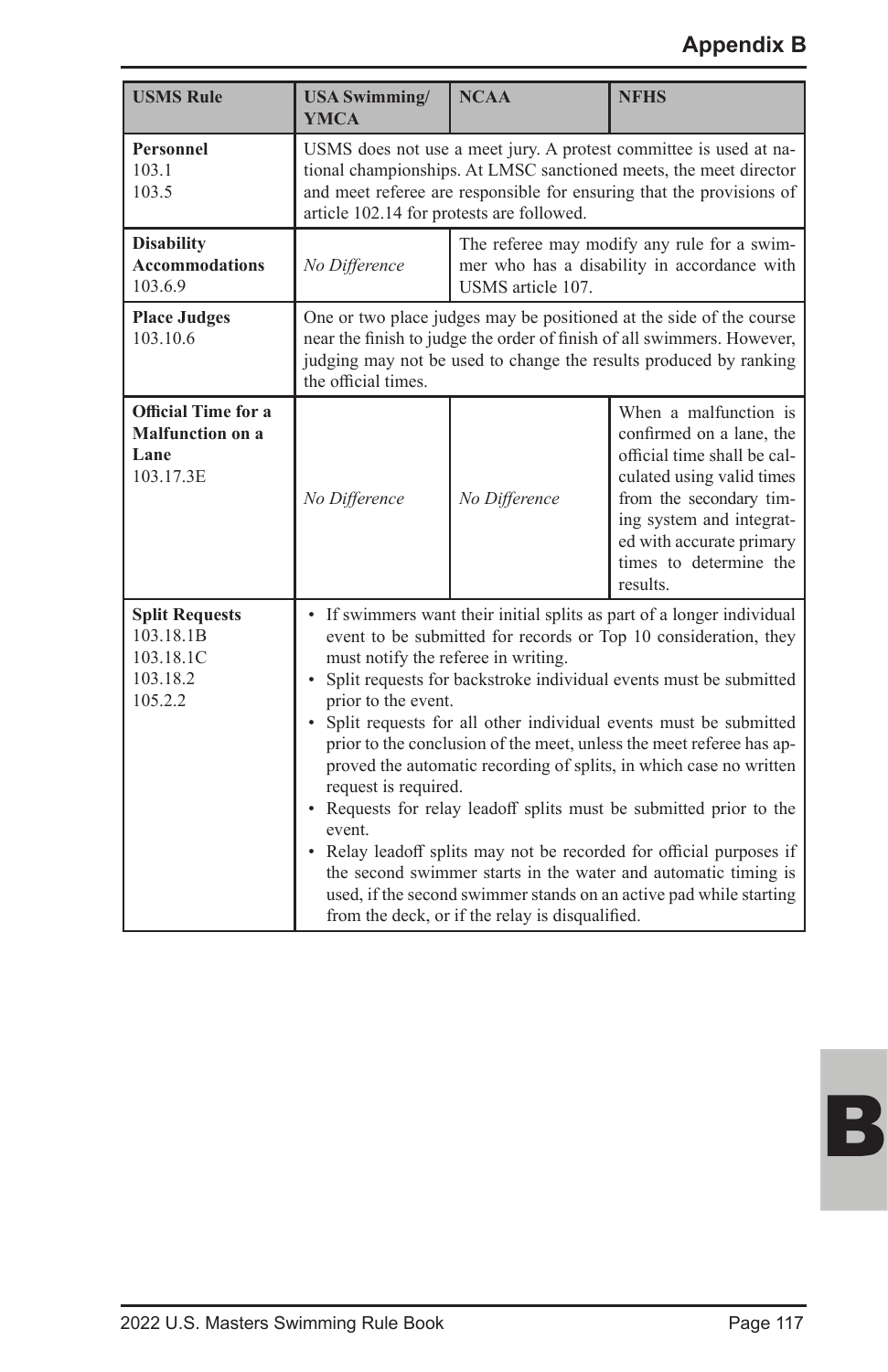## Appendix B

| USMS Rule | USA Swimming/ YMCA | NCAA | NFHS |
|---|---|---|---|
| **Personnel** 103.1 103.5 | USMS does not use a meet jury. A protest committee is used at national championships. At LMSC sanctioned meets, the meet director and meet referee are responsible for ensuring that the provisions of article 102.14 for protests are followed. | | |
| **Disability Accommodations** 103.6.9 | *No Difference* | The referee may modify any rule for a swimmer who has a disability in accordance with USMS article 107. | |
| **Place Judges** 103.10.6 | One or two place judges may be positioned at the side of the course near the finish to judge the order of finish of all swimmers. However, judging may not be used to change the results produced by ranking the official times. | | |
| **Official Time for a Malfunction on a Lane** 103.17.3E | *No Difference* | *No Difference* | When a malfunction is confirmed on a lane, the official time shall be calculated using valid times from the secondary timing system and integrated with accurate primary times to determine the results. |
| **Split Requests** 103.18.1B 103.18.1C 103.18.2 105.2.2 | • If swimmers want their initial splits as part of a longer individual event to be submitted for records or Top 10 consideration, they must notify the referee in writing. • Split requests for backstroke individual events must be submitted prior to the event. • Split requests for all other individual events must be submitted prior to the conclusion of the meet, unless the meet referee has approved the automatic recording of splits, in which case no written request is required. • Requests for relay leadoff splits must be submitted prior to the event. • Relay leadoff splits may not be recorded for official purposes if the second swimmer starts in the water and automatic timing is used, if the second swimmer stands on an active pad while starting from the deck, or if the relay is disqualified. | | |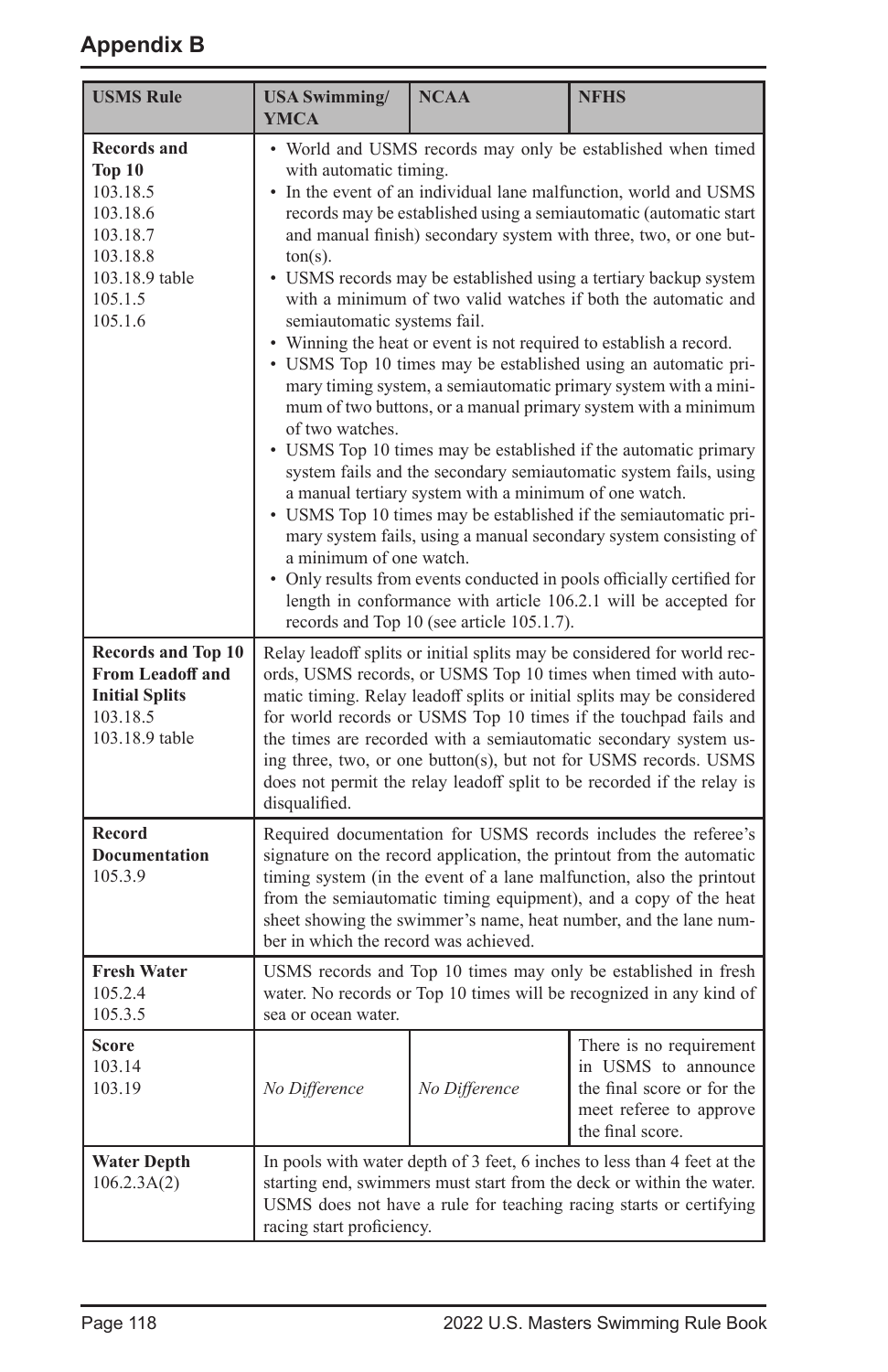## Appendix B

| USMS Rule | USA Swimming/ YMCA | NCAA | NFHS |
|---|---|---|---|
| **Records and Top 10** 103.18.5 103.18.6 103.18.7 103.18.8 103.18.9 table 105.1.5 105.1.6 | • World and USMS records may only be established when timed with automatic timing. • In the event of an individual lane malfunction, world and USMS records may be established using a semiautomatic (automatic start and manual finish) secondary system with three, two, or one button(s). • USMS records may be established using a tertiary backup system with a minimum of two valid watches if both the automatic and semiautomatic systems fail. • Winning the heat or event is not required to establish a record. • USMS Top 10 times may be established using an automatic primary timing system, a semiautomatic primary system with a minimum of two buttons, or a manual primary system with a minimum of two watches. • USMS Top 10 times may be established if the automatic primary system fails and the secondary semiautomatic system fails, using a manual tertiary system with a minimum of one watch. • USMS Top 10 times may be established if the semiautomatic primary system fails, using a manual secondary system consisting of a minimum of one watch. • Only results from events conducted in pools officially certified for length in conformance with article 106.2.1 will be accepted for records and Top 10 (see article 105.1.7). | | |
| **Records and Top 10 From Leadoff and Initial Splits** 103.18.5 103.18.9 table | Relay leadoff splits or initial splits may be considered for world records, USMS records, or USMS Top 10 times when timed with automatic timing. Relay leadoff splits or initial splits may be considered for world records or USMS Top 10 times if the touchpad fails and the times are recorded with a semiautomatic secondary system using three, two, or one button(s), but not for USMS records. USMS does not permit the relay leadoff split to be recorded if the relay is disqualified. | | |
| **Record Documentation** 105.3.9 | Required documentation for USMS records includes the referee's signature on the record application, the printout from the automatic timing system (in the event of a lane malfunction, also the printout from the semiautomatic timing equipment), and a copy of the heat sheet showing the swimmer's name, heat number, and the lane number in which the record was achieved. | | |
| **Fresh Water** 105.2.4 105.3.5 | USMS records and Top 10 times may only be established in fresh water. No records or Top 10 times will be recognized in any kind of sea or ocean water. | | |
| **Score** 103.14 103.19 | *No Difference* | *No Difference* | There is no requirement in USMS to announce the final score or for the meet referee to approve the final score. |
| **Water Depth** 106.2.3A(2) | In pools with water depth of 3 feet, 6 inches to less than 4 feet at the starting end, swimmers must start from the deck or within the water. USMS does not have a rule for teaching racing starts or certifying racing start proficiency. | | |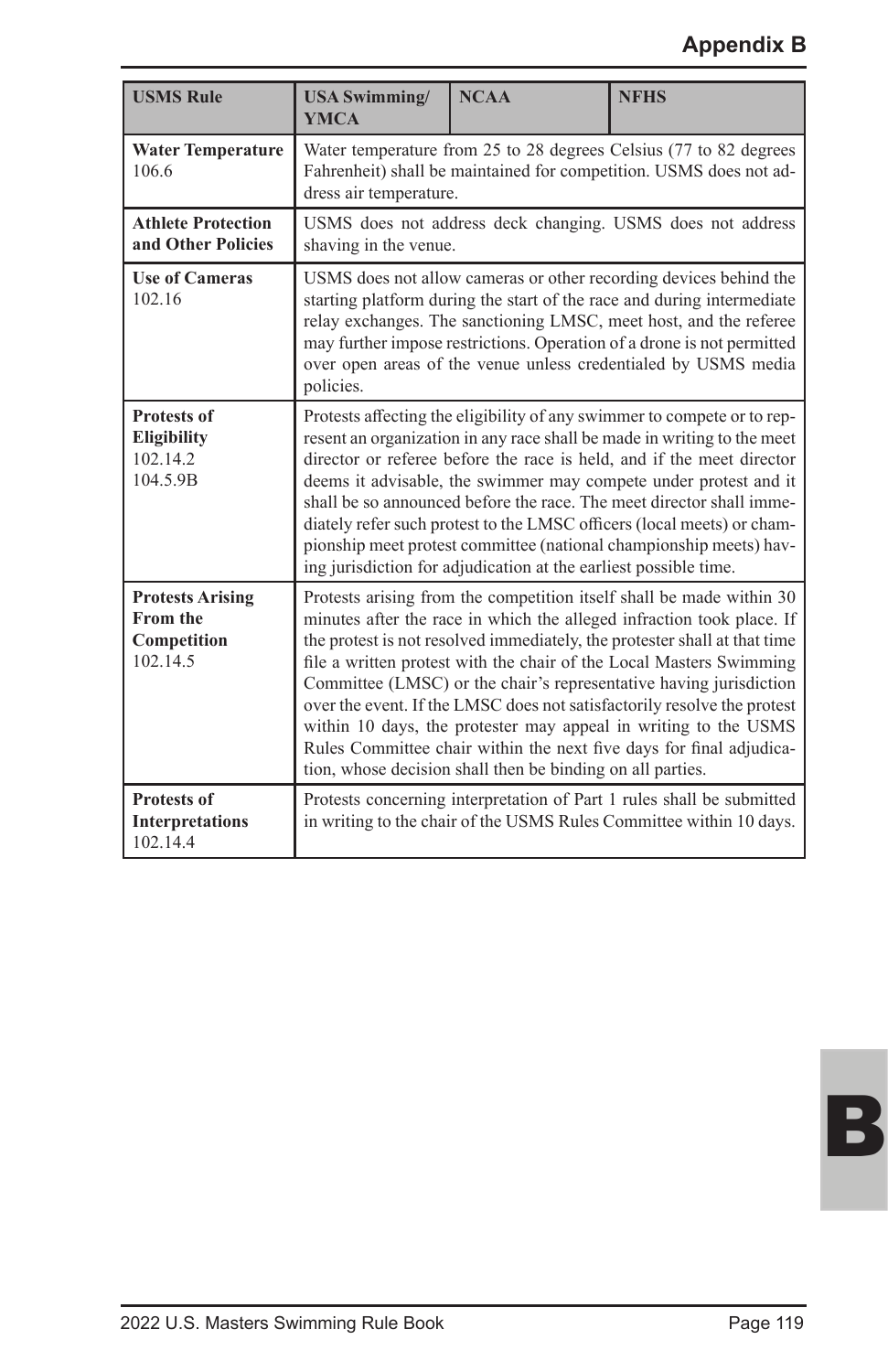## Appendix B

| USMS Rule | USA Swimming/ YMCA | NCAA | NFHS |
|---|---|---|---|
| **Water Temperature** 106.6 | Water temperature from 25 to 28 degrees Celsius (77 to 82 degrees Fahrenheit) shall be maintained for competition. USMS does not address air temperature. | | |
| **Athlete Protection and Other Policies** | USMS does not address deck changing. USMS does not address shaving in the venue. | | |
| **Use of Cameras** 102.16 | USMS does not allow cameras or other recording devices behind the starting platform during the start of the race and during intermediate relay exchanges. The sanctioning LMSC, meet host, and the referee may further impose restrictions. Operation of a drone is not permitted over open areas of the venue unless credentialed by USMS media policies. | | |
| **Protests of Eligibility** 102.14.2 104.5.9B | Protests affecting the eligibility of any swimmer to compete or to represent an organization in any race shall be made in writing to the meet director or referee before the race is held, and if the meet director deems it advisable, the swimmer may compete under protest and it shall be so announced before the race. The meet director shall immediately refer such protest to the LMSC officers (local meets) or championship meet protest committee (national championship meets) having jurisdiction for adjudication at the earliest possible time. | | |
| **Protests Arising From the Competition** 102.14.5 | Protests arising from the competition itself shall be made within 30 minutes after the race in which the alleged infraction took place. If the protest is not resolved immediately, the protester shall at that time file a written protest with the chair of the Local Masters Swimming Committee (LMSC) or the chair's representative having jurisdiction over the event. If the LMSC does not satisfactorily resolve the protest within 10 days, the protester may appeal in writing to the USMS Rules Committee chair within the next five days for final adjudication, whose decision shall then be binding on all parties. | | |
| **Protests of Interpretations** 102.14.4 | Protests concerning interpretation of Part 1 rules shall be submitted in writing to the chair of the USMS Rules Committee within 10 days. | | |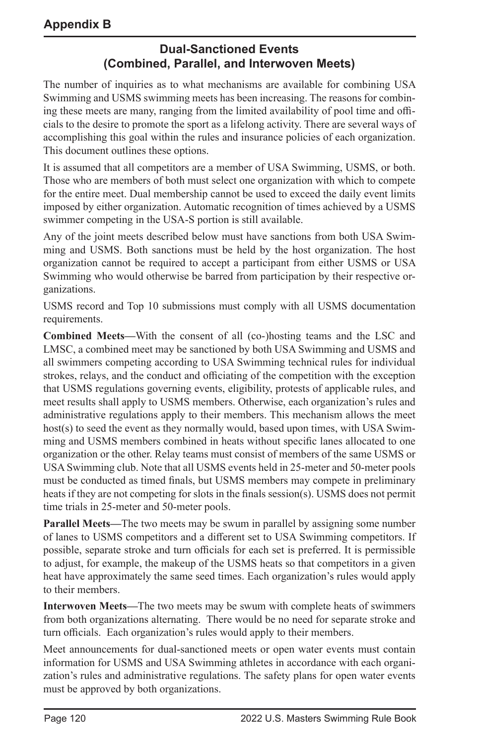## Appendix B

### Dual-Sanctioned Events (Combined, Parallel, and Interwoven Meets)

The number of inquiries as to what mechanisms are available for combining USA Swimming and USMS swimming meets has been increasing. The reasons for combining these meets are many, ranging from the limited availability of pool time and officials to the desire to promote the sport as a lifelong activity. There are several ways of accomplishing this goal within the rules and insurance policies of each organization. This document outlines these options.

It is assumed that all competitors are a member of USA Swimming, USMS, or both. Those who are members of both must select one organization with which to compete for the entire meet. Dual membership cannot be used to exceed the daily event limits imposed by either organization. Automatic recognition of times achieved by a USMS swimmer competing in the USA-S portion is still available.

Any of the joint meets described below must have sanctions from both USA Swimming and USMS. Both sanctions must be held by the host organization. The host organization cannot be required to accept a participant from either USMS or USA Swimming who would otherwise be barred from participation by their respective organizations.

USMS record and Top 10 submissions must comply with all USMS documentation requirements.

**Combined Meets—**With the consent of all (co-)hosting teams and the LSC and LMSC, a combined meet may be sanctioned by both USA Swimming and USMS and all swimmers competing according to USA Swimming technical rules for individual strokes, relays, and the conduct and officiating of the competition with the exception that USMS regulations governing events, eligibility, protests of applicable rules, and meet results shall apply to USMS members. Otherwise, each organization's rules and administrative regulations apply to their members. This mechanism allows the meet host(s) to seed the event as they normally would, based upon times, with USA Swimming and USMS members combined in heats without specific lanes allocated to one organization or the other. Relay teams must consist of members of the same USMS or USA Swimming club. Note that all USMS events held in 25-meter and 50-meter pools must be conducted as timed finals, but USMS members may compete in preliminary heats if they are not competing for slots in the finals session(s). USMS does not permit time trials in 25-meter and 50-meter pools.

**Parallel Meets—**The two meets may be swum in parallel by assigning some number of lanes to USMS competitors and a different set to USA Swimming competitors. If possible, separate stroke and turn officials for each set is preferred. It is permissible to adjust, for example, the makeup of the USMS heats so that competitors in a given heat have approximately the same seed times. Each organization's rules would apply to their members.

**Interwoven Meets—**The two meets may be swum with complete heats of swimmers from both organizations alternating. There would be no need for separate stroke and turn officials. Each organization's rules would apply to their members.

Meet announcements for dual-sanctioned meets or open water events must contain information for USMS and USA Swimming athletes in accordance with each organization's rules and administrative regulations. The safety plans for open water events must be approved by both organizations.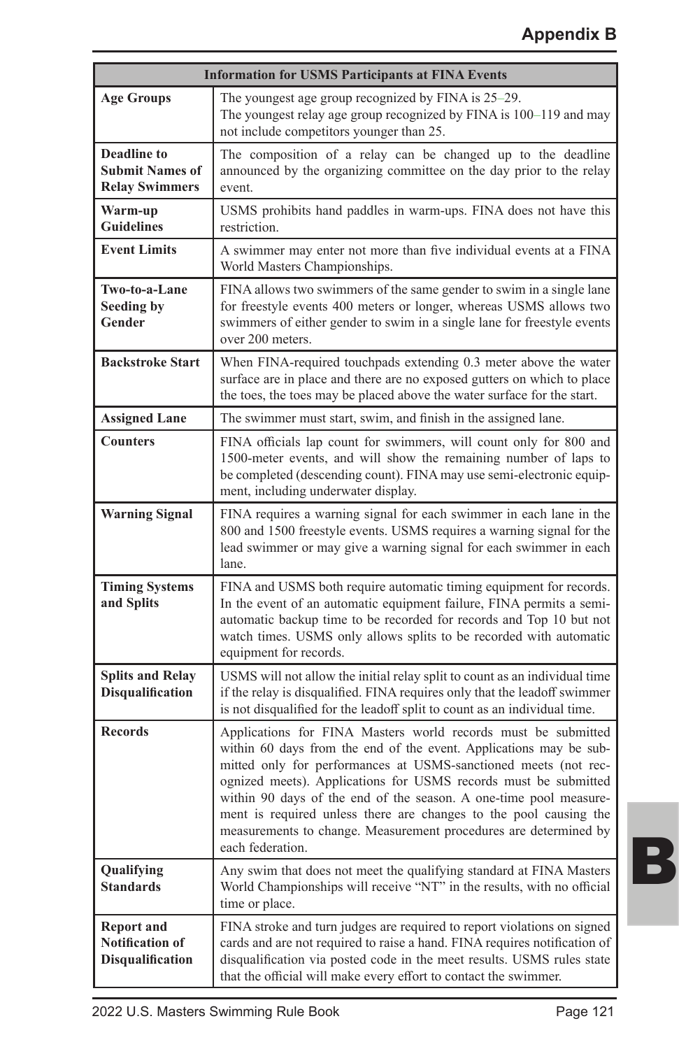| Information for USMS Participants at FINA Events | |
|---|---|
| **Age Groups** | The youngest age group recognized by FINA is 25–29. The youngest relay age group recognized by FINA is 100–119 and may not include competitors younger than 25. |
| **Deadline to Submit Names of Relay Swimmers** | The composition of a relay can be changed up to the deadline announced by the organizing committee on the day prior to the relay event. |
| **Warm-up Guidelines** | USMS prohibits hand paddles in warm-ups. FINA does not have this restriction. |
| **Event Limits** | A swimmer may enter not more than five individual events at a FINA World Masters Championships. |
| **Two-to-a-Lane Seeding by Gender** | FINA allows two swimmers of the same gender to swim in a single lane for freestyle events 400 meters or longer, whereas USMS allows two swimmers of either gender to swim in a single lane for freestyle events over 200 meters. |
| **Backstroke Start** | When FINA-required touchpads extending 0.3 meter above the water surface are in place and there are no exposed gutters on which to place the toes, the toes may be placed above the water surface for the start. |
| **Assigned Lane** | The swimmer must start, swim, and finish in the assigned lane. |
| **Counters** | FINA officials lap count for swimmers, will count only for 800 and 1500-meter events, and will show the remaining number of laps to be completed (descending count). FINA may use semi-electronic equipment, including underwater display. |
| **Warning Signal** | FINA requires a warning signal for each swimmer in each lane in the 800 and 1500 freestyle events. USMS requires a warning signal for the lead swimmer or may give a warning signal for each swimmer in each lane. |
| **Timing Systems and Splits** | FINA and USMS both require automatic timing equipment for records. In the event of an automatic equipment failure, FINA permits a semi-automatic backup time to be recorded for records and Top 10 but not watch times. USMS only allows splits to be recorded with automatic equipment for records. |
| **Splits and Relay Disqualification** | USMS will not allow the initial relay split to count as an individual time if the relay is disqualified. FINA requires only that the leadoff swimmer is not disqualified for the leadoff split to count as an individual time. |
| **Records** | Applications for FINA Masters world records must be submitted within 60 days from the end of the event. Applications may be submitted only for performances at USMS-sanctioned meets (not recognized meets). Applications for USMS records must be submitted within 90 days of the end of the season. A one-time pool measurement is required unless there are changes to the pool causing the measurements to change. Measurement procedures are determined by each federation. |
| **Qualifying Standards** | Any swim that does not meet the qualifying standard at FINA Masters World Championships will receive "NT" in the results, with no official time or place. |
| **Report and Notification of Disqualification** | FINA stroke and turn judges are required to report violations on signed cards and are not required to raise a hand. FINA requires notification of disqualification via posted code in the meet results. USMS rules state that the official will make every effort to contact the swimmer. |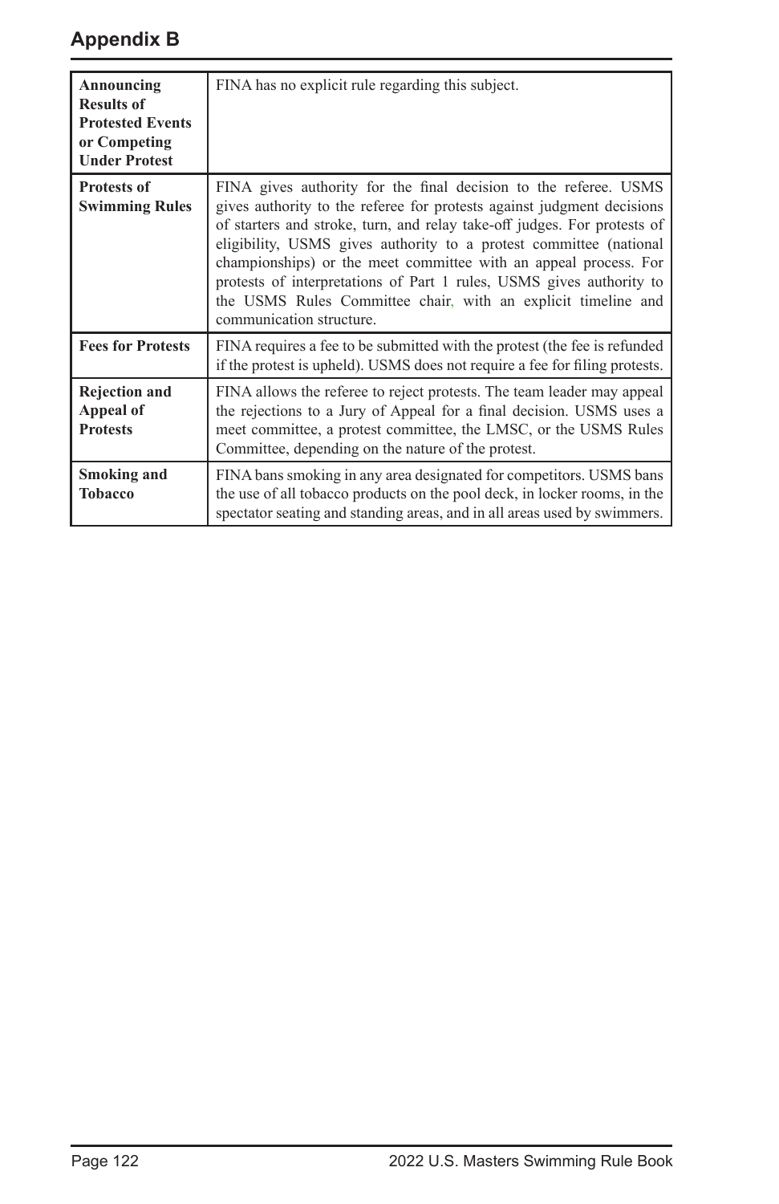| | |
|---|---|
| **Announcing Results of Protested Events or Competing Under Protest** | FINA has no explicit rule regarding this subject. |
| **Protests of Swimming Rules** | FINA gives authority for the final decision to the referee. USMS gives authority to the referee for protests against judgment decisions of starters and stroke, turn, and relay take-off judges. For protests of eligibility, USMS gives authority to a protest committee (national championships) or the meet committee with an appeal process. For protests of interpretations of Part 1 rules, USMS gives authority to the USMS Rules Committee chair, with an explicit timeline and communication structure. |
| **Fees for Protests** | FINA requires a fee to be submitted with the protest (the fee is refunded if the protest is upheld). USMS does not require a fee for filing protests. |
| **Rejection and Appeal of Protests** | FINA allows the referee to reject protests. The team leader may appeal the rejections to a Jury of Appeal for a final decision. USMS uses a meet committee, a protest committee, the LMSC, or the USMS Rules Committee, depending on the nature of the protest. |
| **Smoking and Tobacco** | FINA bans smoking in any area designated for competitors. USMS bans the use of all tobacco products on the pool deck, in locker rooms, in the spectator seating and standing areas, and in all areas used by swimmers. |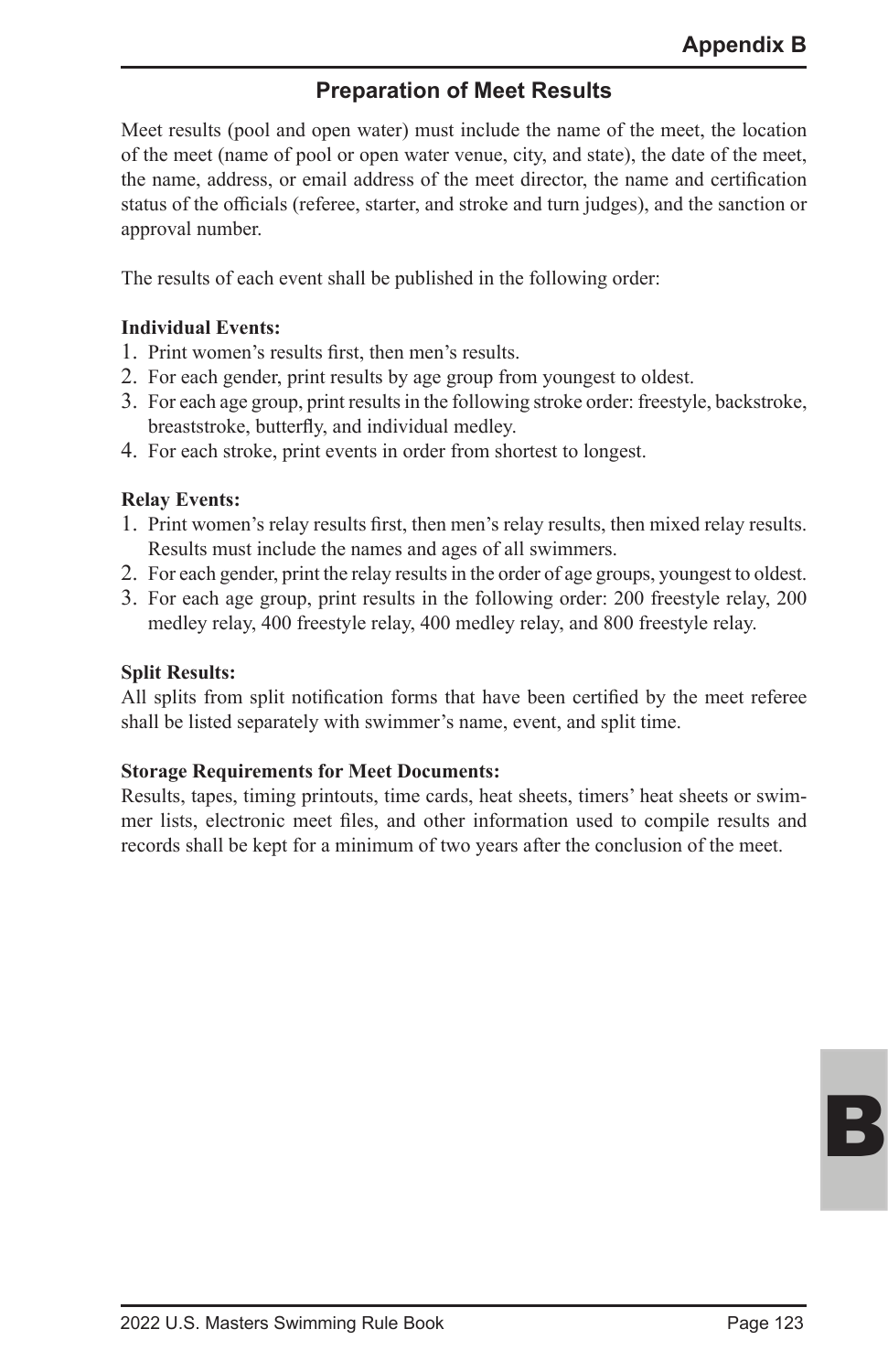## Appendix B

### Preparation of Meet Results

Meet results (pool and open water) must include the name of the meet, the location of the meet (name of pool or open water venue, city, and state), the date of the meet, the name, address, or email address of the meet director, the name and certification status of the officials (referee, starter, and stroke and turn judges), and the sanction or approval number.

The results of each event shall be published in the following order:

**Individual Events:**

1. Print women's results first, then men's results.
2. For each gender, print results by age group from youngest to oldest.
3. For each age group, print results in the following stroke order: freestyle, backstroke, breaststroke, butterfly, and individual medley.
4. For each stroke, print events in order from shortest to longest.

**Relay Events:**

1. Print women's relay results first, then men's relay results, then mixed relay results. Results must include the names and ages of all swimmers.
2. For each gender, print the relay results in the order of age groups, youngest to oldest.
3. For each age group, print results in the following order: 200 freestyle relay, 200 medley relay, 400 freestyle relay, 400 medley relay, and 800 freestyle relay.

**Split Results:**

All splits from split notification forms that have been certified by the meet referee shall be listed separately with swimmer's name, event, and split time.

**Storage Requirements for Meet Documents:**

Results, tapes, timing printouts, time cards, heat sheets, timers' heat sheets or swimmer lists, electronic meet files, and other information used to compile results and records shall be kept for a minimum of two years after the conclusion of the meet.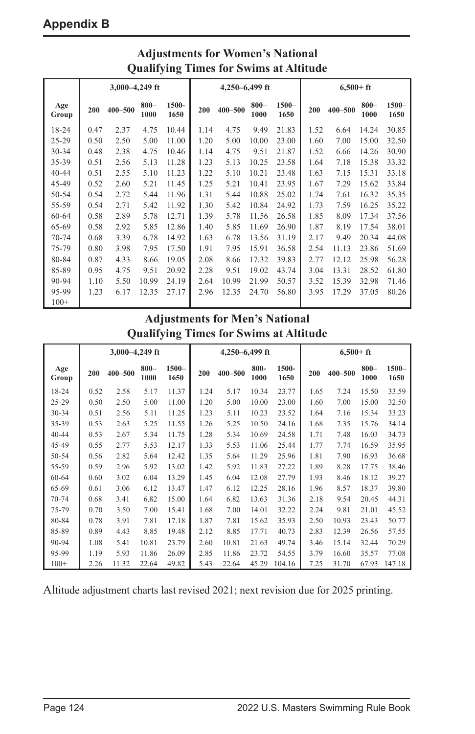## Appendix B

### Adjustments for Women's National Qualifying Times for Swims at Altitude

| | 3,000–4,249 ft | | | | 4,250–6,499 ft | | | | 6,500+ ft | | | |
|---|---|---|---|---|---|---|---|---|---|---|---|---|
| Age Group | 200 | 400–500 | 800–1000 | 1500-1650 | 200 | 400–500 | 800–1000 | 1500–1650 | 200 | 400–500 | 800–1000 | 1500–1650 |
| 18-24 | 0.47 | 2.37 | 4.75 | 10.44 | 1.14 | 4.75 | 9.49 | 21.83 | 1.52 | 6.64 | 14.24 | 30.85 |
| 25-29 | 0.50 | 2.50 | 5.00 | 11.00 | 1.20 | 5.00 | 10.00 | 23.00 | 1.60 | 7.00 | 15.00 | 32.50 |
| 30-34 | 0.48 | 2.38 | 4.75 | 10.46 | 1.14 | 4.75 | 9.51 | 21.87 | 1.52 | 6.66 | 14.26 | 30.90 |
| 35-39 | 0.51 | 2.56 | 5.13 | 11.28 | 1.23 | 5.13 | 10.25 | 23.58 | 1.64 | 7.18 | 15.38 | 33.32 |
| 40-44 | 0.51 | 2.55 | 5.10 | 11.23 | 1.22 | 5.10 | 10.21 | 23.48 | 1.63 | 7.15 | 15.31 | 33.18 |
| 45-49 | 0.52 | 2.60 | 5.21 | 11.45 | 1.25 | 5.21 | 10.41 | 23.95 | 1.67 | 7.29 | 15.62 | 33.84 |
| 50-54 | 0.54 | 2.72 | 5.44 | 11.96 | 1.31 | 5.44 | 10.88 | 25.02 | 1.74 | 7.61 | 16.32 | 35.35 |
| 55-59 | 0.54 | 2.71 | 5.42 | 11.92 | 1.30 | 5.42 | 10.84 | 24.92 | 1.73 | 7.59 | 16.25 | 35.22 |
| 60-64 | 0.58 | 2.89 | 5.78 | 12.71 | 1.39 | 5.78 | 11.56 | 26.58 | 1.85 | 8.09 | 17.34 | 37.56 |
| 65-69 | 0.58 | 2.92 | 5.85 | 12.86 | 1.40 | 5.85 | 11.69 | 26.90 | 1.87 | 8.19 | 17.54 | 38.01 |
| 70-74 | 0.68 | 3.39 | 6.78 | 14.92 | 1.63 | 6.78 | 13.56 | 31.19 | 2.17 | 9.49 | 20.34 | 44.08 |
| 75-79 | 0.80 | 3.98 | 7.95 | 17.50 | 1.91 | 7.95 | 15.91 | 36.58 | 2.54 | 11.13 | 23.86 | 51.69 |
| 80-84 | 0.87 | 4.33 | 8.66 | 19.05 | 2.08 | 8.66 | 17.32 | 39.83 | 2.77 | 12.12 | 25.98 | 56.28 |
| 85-89 | 0.95 | 4.75 | 9.51 | 20.92 | 2.28 | 9.51 | 19.02 | 43.74 | 3.04 | 13.31 | 28.52 | 61.80 |
| 90-94 | 1.10 | 5.50 | 10.99 | 24.19 | 2.64 | 10.99 | 21.99 | 50.57 | 3.52 | 15.39 | 32.98 | 71.46 |
| 95-99 | 1.23 | 6.17 | 12.35 | 27.17 | 2.96 | 12.35 | 24.70 | 56.80 | 3.95 | 17.29 | 37.05 | 80.26 |
| 100+ | | | | | | | | | | | | |

### Adjustments for Men's National Qualifying Times for Swims at Altitude

| | 3,000–4,249 ft | | | | 4,250–6,499 ft | | | | 6,500+ ft | | | |
|---|---|---|---|---|---|---|---|---|---|---|---|---|
| Age Group | 200 | 400–500 | 800–1000 | 1500–1650 | 200 | 400–500 | 800-1000 | 1500-1650 | 200 | 400–500 | 800–1000 | 1500–1650 |
| 18-24 | 0.52 | 2.58 | 5.17 | 11.37 | 1.24 | 5.17 | 10.34 | 23.77 | 1.65 | 7.24 | 15.50 | 33.59 |
| 25-29 | 0.50 | 2.50 | 5.00 | 11.00 | 1.20 | 5.00 | 10.00 | 23.00 | 1.60 | 7.00 | 15.00 | 32.50 |
| 30-34 | 0.51 | 2.56 | 5.11 | 11.25 | 1.23 | 5.11 | 10.23 | 23.52 | 1.64 | 7.16 | 15.34 | 33.23 |
| 35-39 | 0.53 | 2.63 | 5.25 | 11.55 | 1.26 | 5.25 | 10.50 | 24.16 | 1.68 | 7.35 | 15.76 | 34.14 |
| 40-44 | 0.53 | 2.67 | 5.34 | 11.75 | 1.28 | 5.34 | 10.69 | 24.58 | 1.71 | 7.48 | 16.03 | 34.73 |
| 45-49 | 0.55 | 2.77 | 5.53 | 12.17 | 1.33 | 5.53 | 11.06 | 25.44 | 1.77 | 7.74 | 16.59 | 35.95 |
| 50-54 | 0.56 | 2.82 | 5.64 | 12.42 | 1.35 | 5.64 | 11.29 | 25.96 | 1.81 | 7.90 | 16.93 | 36.68 |
| 55-59 | 0.59 | 2.96 | 5.92 | 13.02 | 1.42 | 5.92 | 11.83 | 27.22 | 1.89 | 8.28 | 17.75 | 38.46 |
| 60-64 | 0.60 | 3.02 | 6.04 | 13.29 | 1.45 | 6.04 | 12.08 | 27.79 | 1.93 | 8.46 | 18.12 | 39.27 |
| 65-69 | 0.61 | 3.06 | 6.12 | 13.47 | 1.47 | 6.12 | 12.25 | 28.16 | 1.96 | 8.57 | 18.37 | 39.80 |
| 70-74 | 0.68 | 3.41 | 6.82 | 15.00 | 1.64 | 6.82 | 13.63 | 31.36 | 2.18 | 9.54 | 20.45 | 44.31 |
| 75-79 | 0.70 | 3.50 | 7.00 | 15.41 | 1.68 | 7.00 | 14.01 | 32.22 | 2.24 | 9.81 | 21.01 | 45.52 |
| 80-84 | 0.78 | 3.91 | 7.81 | 17.18 | 1.87 | 7.81 | 15.62 | 35.93 | 2.50 | 10.93 | 23.43 | 50.77 |
| 85-89 | 0.89 | 4.43 | 8.85 | 19.48 | 2.12 | 8.85 | 17.71 | 40.73 | 2.83 | 12.39 | 26.56 | 57.55 |
| 90-94 | 1.08 | 5.41 | 10.81 | 23.79 | 2.60 | 10.81 | 21.63 | 49.74 | 3.46 | 15.14 | 32.44 | 70.29 |
| 95-99 | 1.19 | 5.93 | 11.86 | 26.09 | 2.85 | 11.86 | 23.72 | 54.55 | 3.79 | 16.60 | 35.57 | 77.08 |
| 100+ | 2.26 | 11.32 | 22.64 | 49.82 | 5.43 | 22.64 | 45.29 | 104.16 | 7.25 | 31.70 | 67.93 | 147.18 |

Altitude adjustment charts last revised 2021; next revision due for 2025 printing.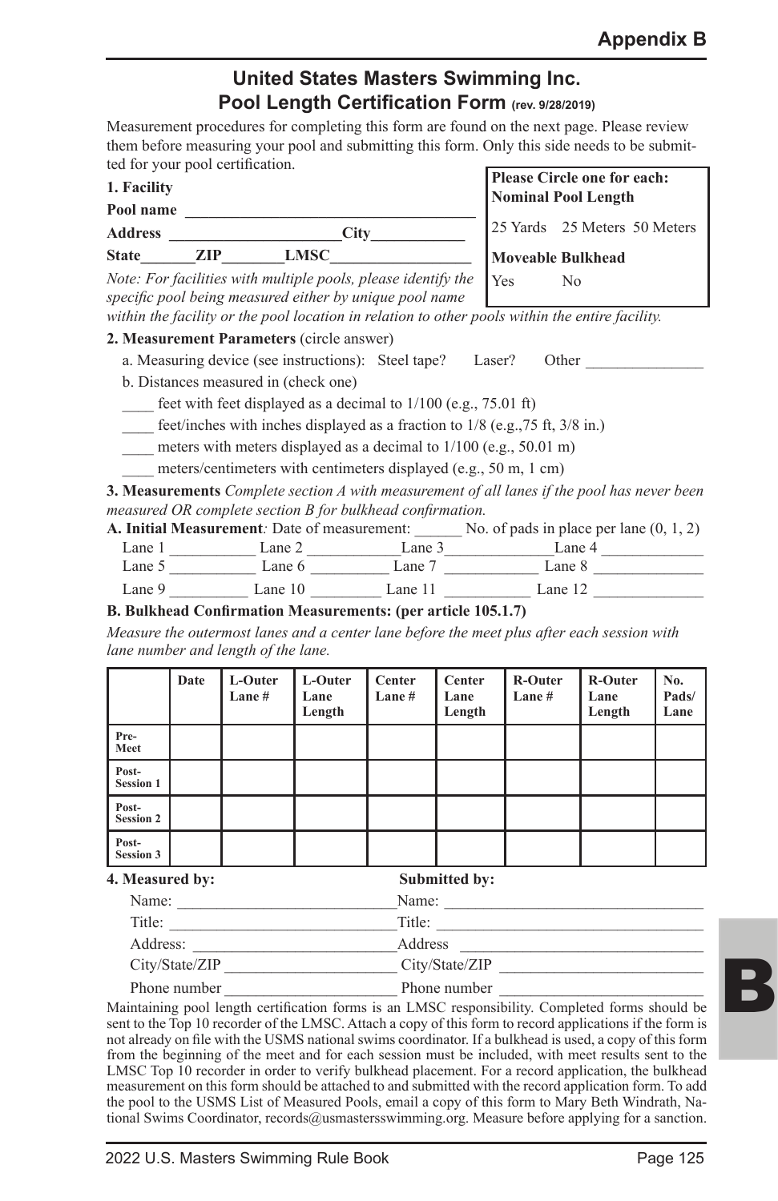## Appendix B

# United States Masters Swimming Inc.
## Pool Length Certification Form (rev. 9/28/2019)

Measurement procedures for completing this form are found on the next page. Please review them before measuring your pool and submitting this form. Only this side needs to be submitted for your pool certification.

**1. Facility**

**Pool name** ______________________________________

**Address** ______________________**City**___________

**State**_______**ZIP**________**LMSC**_________________

*Note: For facilities with multiple pools, please identify the specific pool being measured either by unique pool name within the facility or the pool location in relation to other pools within the entire facility.*

**Please Circle one for each:**
**Nominal Pool Length**

25 Yards 25 Meters 50 Meters

**Moveable Bulkhead**

Yes No

**2. Measurement Parameters** (circle answer)

a. Measuring device (see instructions): Steel tape? Laser? Other _______________

b. Distances measured in (check one)

____ feet with feet displayed as a decimal to 1/100 (e.g., 75.01 ft)

____ feet/inches with inches displayed as a fraction to 1/8 (e.g.,75 ft, 3/8 in.)

____ meters with meters displayed as a decimal to 1/100 (e.g., 50.01 m)

____ meters/centimeters with centimeters displayed (e.g., 50 m, 1 cm)

**3. Measurements** *Complete section A with measurement of all lanes if the pool has never been measured OR complete section B for bulkhead confirmation.*

**A. Initial Measurement***:* Date of measurement: ______ No. of pads in place per lane (0, 1, 2)

Lane 1 ___________ Lane 2 ____________Lane 3______________Lane 4 _____________

Lane 5 ___________ Lane 6 __________ Lane 7 ____________ Lane 8 ______________

Lane 9 __________ Lane 10 _________ Lane 11 ___________ Lane 12 ______________

**B. Bulkhead Confirmation Measurements: (per article 105.1.7)**

*Measure the outermost lanes and a center lane before the meet plus after each session with lane number and length of the lane.*

| | Date | L-Outer Lane # | L-Outer Lane Length | Center Lane # | Center Lane Length | R-Outer Lane # | R-Outer Lane Length | No. Pads/ Lane |
|---|---|---|---|---|---|---|---|---|
| Pre-Meet | | | | | | | | |
| Post-Session 1 | | | | | | | | |
| Post-Session 2 | | | | | | | | |
| Post-Session 3 | | | | | | | | |

**4. Measured by:**

Name: ___________________________

Title: ____________________________

Address: _________________________

City/State/ZIP ______________________

Phone number ______________________

**Submitted by:**

Name: _________________________________

Title: __________________________________

Address ______________________________

City/State/ZIP __________________________

Phone number __________________________

Maintaining pool length certification forms is an LMSC responsibility. Completed forms should be sent to the Top 10 recorder of the LMSC. Attach a copy of this form to record applications if the form is not already on file with the USMS national swims coordinator. If a bulkhead is used, a copy of this form from the beginning of the meet and for each session must be included, with meet results sent to the LMSC Top 10 recorder in order to verify bulkhead placement. For a record application, the bulkhead measurement on this form should be attached to and submitted with the record application form. To add the pool to the USMS List of Measured Pools, email a copy of this form to Mary Beth Windrath, National Swims Coordinator, records@usmastersswimming.org. Measure before applying for a sanction.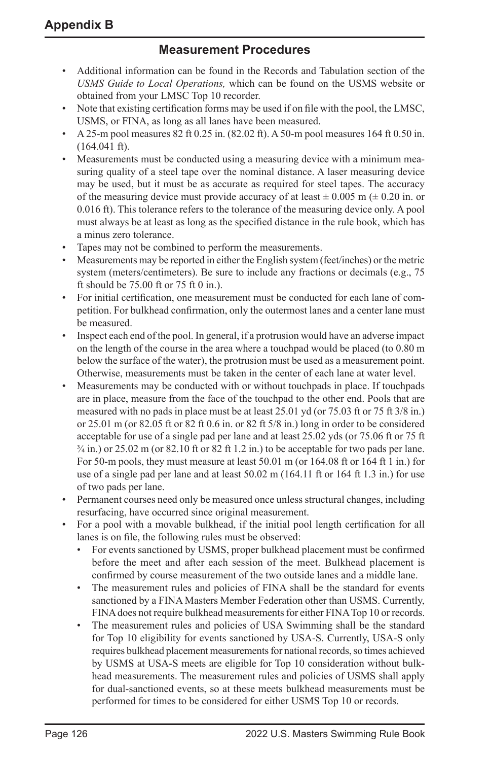# Appendix B

## Measurement Procedures

- Additional information can be found in the Records and Tabulation section of the *USMS Guide to Local Operations,* which can be found on the USMS website or obtained from your LMSC Top 10 recorder.
- Note that existing certification forms may be used if on file with the pool, the LMSC, USMS, or FINA, as long as all lanes have been measured.
- A 25-m pool measures 82 ft 0.25 in. (82.02 ft). A 50-m pool measures 164 ft 0.50 in. (164.041 ft).
- Measurements must be conducted using a measuring device with a minimum measuring quality of a steel tape over the nominal distance. A laser measuring device may be used, but it must be as accurate as required for steel tapes. The accuracy of the measuring device must provide accuracy of at least ± 0.005 m (± 0.20 in. or 0.016 ft). This tolerance refers to the tolerance of the measuring device only. A pool must always be at least as long as the specified distance in the rule book, which has a minus zero tolerance.
- Tapes may not be combined to perform the measurements.
- Measurements may be reported in either the English system (feet/inches) or the metric system (meters/centimeters). Be sure to include any fractions or decimals (e.g., 75 ft should be 75.00 ft or 75 ft 0 in.).
- For initial certification, one measurement must be conducted for each lane of competition. For bulkhead confirmation, only the outermost lanes and a center lane must be measured.
- Inspect each end of the pool. In general, if a protrusion would have an adverse impact on the length of the course in the area where a touchpad would be placed (to 0.80 m below the surface of the water), the protrusion must be used as a measurement point. Otherwise, measurements must be taken in the center of each lane at water level.
- Measurements may be conducted with or without touchpads in place. If touchpads are in place, measure from the face of the touchpad to the other end. Pools that are measured with no pads in place must be at least 25.01 yd (or 75.03 ft or 75 ft 3/8 in.) or 25.01 m (or 82.05 ft or 82 ft 0.6 in. or 82 ft 5/8 in.) long in order to be considered acceptable for use of a single pad per lane and at least 25.02 yds (or 75.06 ft or 75 ft ¾ in.) or 25.02 m (or 82.10 ft or 82 ft 1.2 in.) to be acceptable for two pads per lane. For 50-m pools, they must measure at least 50.01 m (or 164.08 ft or 164 ft 1 in.) for use of a single pad per lane and at least 50.02 m (164.11 ft or 164 ft 1.3 in.) for use of two pads per lane.
- Permanent courses need only be measured once unless structural changes, including resurfacing, have occurred since original measurement.
- For a pool with a movable bulkhead, if the initial pool length certification for all lanes is on file, the following rules must be observed:
  - For events sanctioned by USMS, proper bulkhead placement must be confirmed before the meet and after each session of the meet. Bulkhead placement is confirmed by course measurement of the two outside lanes and a middle lane.
  - The measurement rules and policies of FINA shall be the standard for events sanctioned by a FINA Masters Member Federation other than USMS. Currently, FINA does not require bulkhead measurements for either FINA Top 10 or records.
  - The measurement rules and policies of USA Swimming shall be the standard for Top 10 eligibility for events sanctioned by USA-S. Currently, USA-S only requires bulkhead placement measurements for national records, so times achieved by USMS at USA-S meets are eligible for Top 10 consideration without bulkhead measurements. The measurement rules and policies of USMS shall apply for dual-sanctioned events, so at these meets bulkhead measurements must be performed for times to be considered for either USMS Top 10 or records.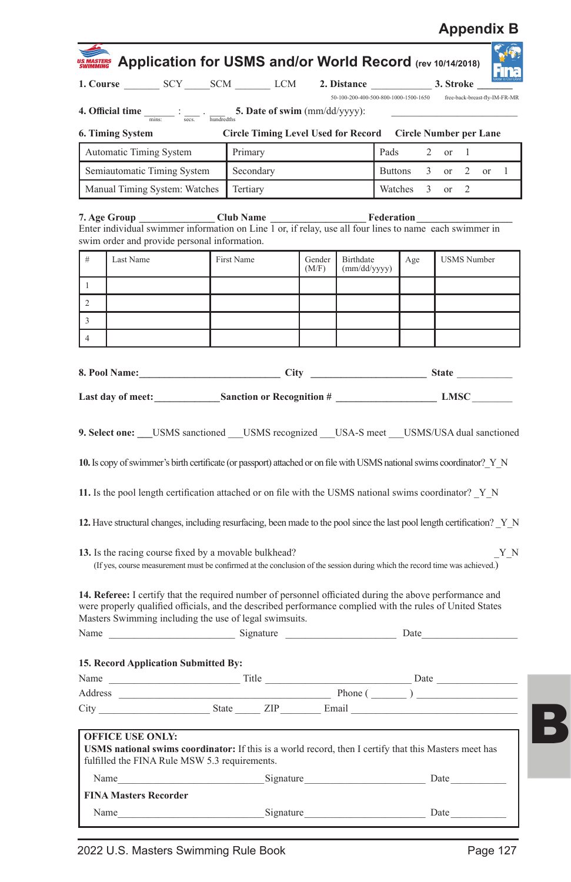# Appendix B

## Application for USMS and/or World Record (rev 10/14/2018)

**1. Course** _______ SCY _____SCM _______ LCM **2. Distance** ____________ **3. Stroke** _______

50-100-200-400-500-800-1000-1500-1650 free-back-breast-fly-IM-FR-MR

**4. Official time** ______ : ___ . ___ **5. Date of swim** (mm/dd/yyyy): ____________________

mins: secs. hundredths

| 6. Timing System | Circle Timing Level Used for Record | Circle Number per Lane |
|---|---|---|
| Automatic Timing System | Primary | Pads 2 or 1 |
| Semiautomatic Timing System | Secondary | Buttons 3 or 2 or 1 |
| Manual Timing System: Watches | Tertiary | Watches 3 or 2 |

**7. Age Group** _______________ **Club Name** __________________ **Federation** __________________

Enter individual swimmer information on Line 1 or, if relay, use all four lines to name each swimmer in swim order and provide personal information.

| # | Last Name | First Name | Gender (M/F) | Birthdate (mm/dd/yyyy) | Age | USMS Number |
|---|---|---|---|---|---|---|
| 1 | | | | | | |
| 2 | | | | | | |
| 3 | | | | | | |
| 4 | | | | | | |

**8. Pool Name:**___________________________ **City** ______________________ **State** __________

**Last day of meet:**____________**Sanction or Recognition #** ___________________ **LMSC** ________

**9. Select one:** ___USMS sanctioned ___USMS recognized ___USA-S meet ___USMS/USA dual sanctioned

**10.** Is copy of swimmer's birth certificate (or passport) attached or on file with USMS national swims coordinator?_Y_N

**11.** Is the pool length certification attached or on file with the USMS national swims coordinator? _Y_N

**12.** Have structural changes, including resurfacing, been made to the pool since the last pool length certification? _Y_N

**13.** Is the racing course fixed by a movable bulkhead? _Y_N

(If yes, course measurement must be confirmed at the conclusion of the session during which the record time was achieved.)

**14. Referee:** I certify that the required number of personnel officiated during the above performance and were properly qualified officials, and the described performance complied with the rules of United States Masters Swimming including the use of legal swimsuits.

Name ________________________ Signature _____________________ Date__________________

**15. Record Application Submitted By:**

Name _________________________ Title ___________________________ Date _______________

Address ________________________________________ Phone ( _______ ) ___________________

City ______________________ State _____ ZIP _________ Email ______________________________

**OFFICE USE ONLY:**

**USMS national swims coordinator:** If this is a world record, then I certify that this Masters meet has fulfilled the FINA Rule MSW 5.3 requirements.

Name____________________________ Signature________________________ Date___________

**FINA Masters Recorder**

Name____________________________ Signature________________________ Date___________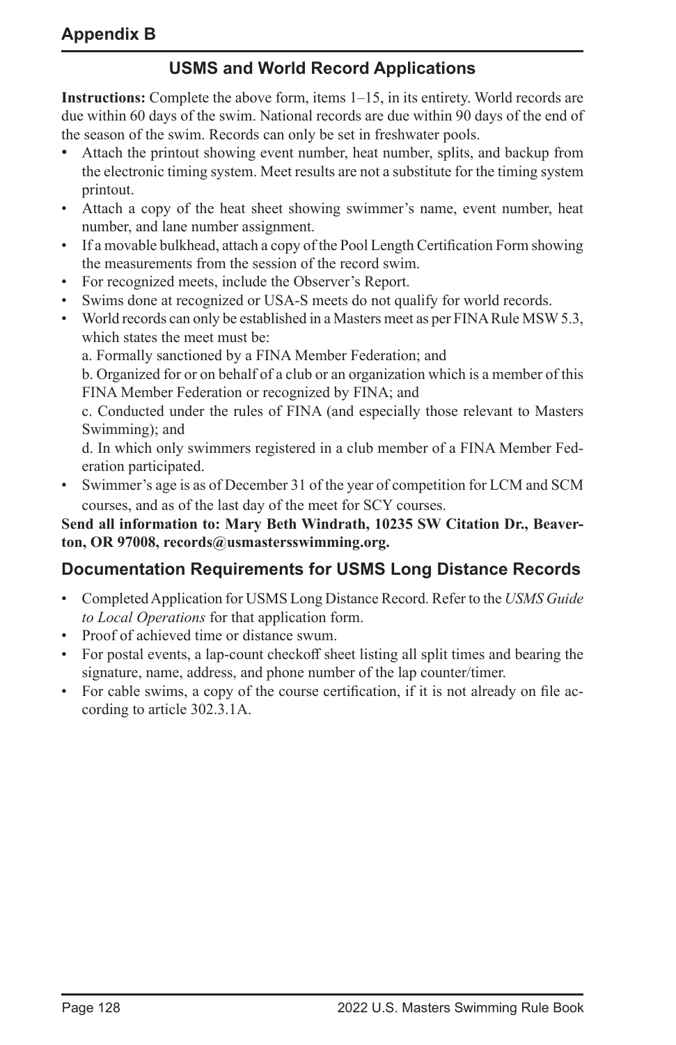## Appendix B

### USMS and World Record Applications

**Instructions:** Complete the above form, items 1–15, in its entirety. World records are due within 60 days of the swim. National records are due within 90 days of the end of the season of the swim. Records can only be set in freshwater pools.

- Attach the printout showing event number, heat number, splits, and backup from the electronic timing system. Meet results are not a substitute for the timing system printout.
- Attach a copy of the heat sheet showing swimmer's name, event number, heat number, and lane number assignment.
- If a movable bulkhead, attach a copy of the Pool Length Certification Form showing the measurements from the session of the record swim.
- For recognized meets, include the Observer's Report.
- Swims done at recognized or USA-S meets do not qualify for world records.
- World records can only be established in a Masters meet as per FINA Rule MSW 5.3, which states the meet must be:

  a. Formally sanctioned by a FINA Member Federation; and

  b. Organized for or on behalf of a club or an organization which is a member of this FINA Member Federation or recognized by FINA; and

  c. Conducted under the rules of FINA (and especially those relevant to Masters Swimming); and

  d. In which only swimmers registered in a club member of a FINA Member Federation participated.
- Swimmer's age is as of December 31 of the year of competition for LCM and SCM courses, and as of the last day of the meet for SCY courses.

**Send all information to: Mary Beth Windrath, 10235 SW Citation Dr., Beaverton, OR 97008, records@usmastersswimming.org.**

### Documentation Requirements for USMS Long Distance Records

- Completed Application for USMS Long Distance Record. Refer to the *USMS Guide to Local Operations* for that application form.
- Proof of achieved time or distance swum.
- For postal events, a lap-count checkoff sheet listing all split times and bearing the signature, name, address, and phone number of the lap counter/timer.
- For cable swims, a copy of the course certification, if it is not already on file according to article 302.3.1A.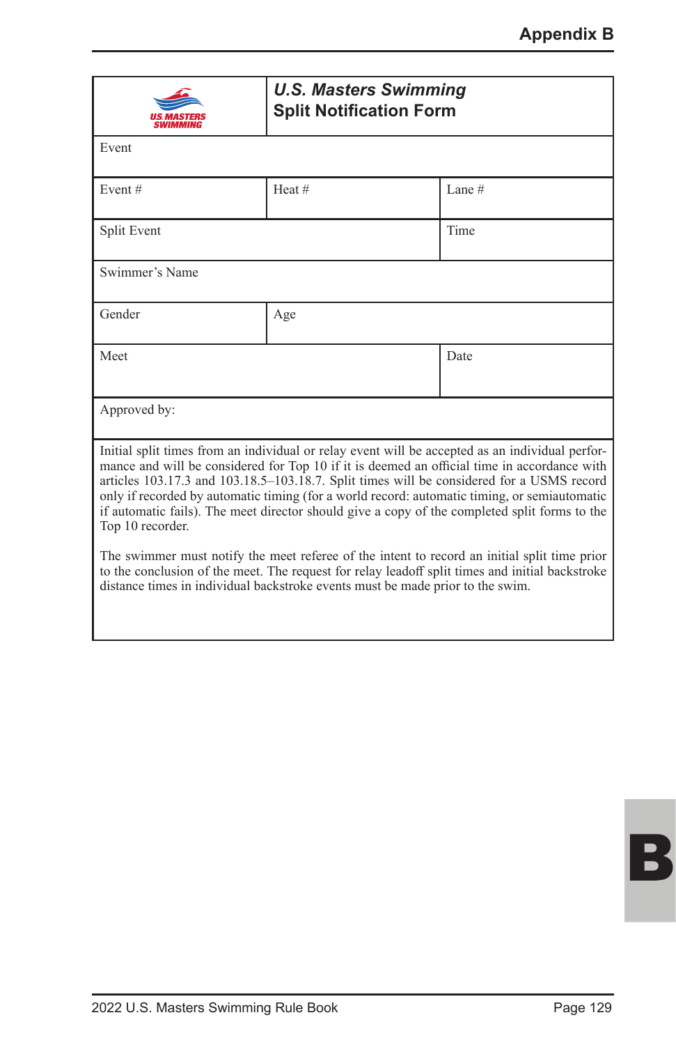# Appendix B

| U.S. Masters Swimming Split Notification Form | | |
|---|---|---|
| Event | | |
| Event # | Heat # | Lane # |
| Split Event | | Time |
| Swimmer's Name | | |
| Gender | Age | |
| Meet | | Date |
| Approved by: | | |

Initial split times from an individual or relay event will be accepted as an individual performance and will be considered for Top 10 if it is deemed an official time in accordance with articles 103.17.3 and 103.18.5–103.18.7. Split times will be considered for a USMS record only if recorded by automatic timing (for a world record: automatic timing, or semiautomatic if automatic fails). The meet director should give a copy of the completed split forms to the Top 10 recorder.

The swimmer must notify the meet referee of the intent to record an initial split time prior to the conclusion of the meet. The request for relay leadoff split times and initial backstroke distance times in individual backstroke events must be made prior to the swim.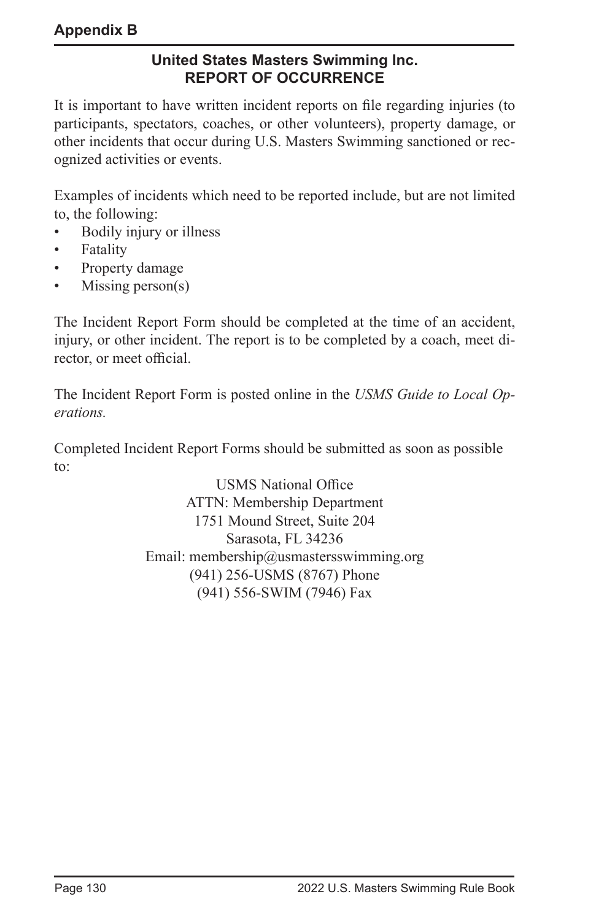# Appendix B

## United States Masters Swimming Inc.
## REPORT OF OCCURRENCE

It is important to have written incident reports on file regarding injuries (to participants, spectators, coaches, or other volunteers), property damage, or other incidents that occur during U.S. Masters Swimming sanctioned or recognized activities or events.

Examples of incidents which need to be reported include, but are not limited to, the following:

- Bodily injury or illness
- Fatality
- Property damage
- Missing person(s)

The Incident Report Form should be completed at the time of an accident, injury, or other incident. The report is to be completed by a coach, meet director, or meet official.

The Incident Report Form is posted online in the *USMS Guide to Local Operations.*

Completed Incident Report Forms should be submitted as soon as possible to:

USMS National Office
ATTN: Membership Department
1751 Mound Street, Suite 204
Sarasota, FL 34236
Email: membership@usmastersswimming.org
(941) 256-USMS (8767) Phone
(941) 556-SWIM (7946) Fax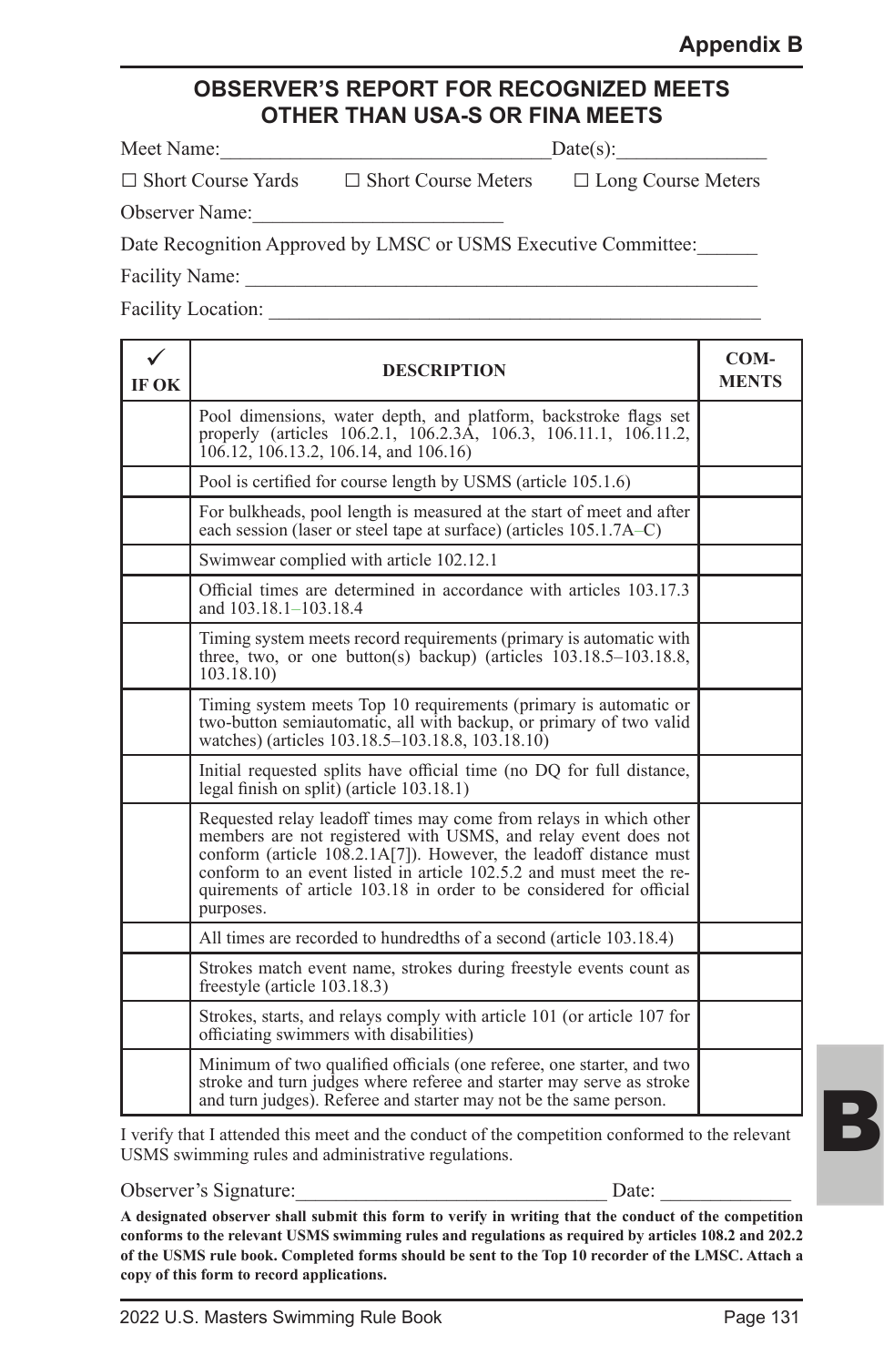# Appendix B

## OBSERVER'S REPORT FOR RECOGNIZED MEETS OTHER THAN USA-S OR FINA MEETS

Meet Name:_______________________________Date(s):______________

☐ Short Course Yards ☐ Short Course Meters ☐ Long Course Meters

Observer Name:________________________

Date Recognition Approved by LMSC or USMS Executive Committee:______

Facility Name: ____________________________________________________

Facility Location: _________________________________________________

| ✓ IF OK | DESCRIPTION | COM-MENTS |
|---|---|---|
| | Pool dimensions, water depth, and platform, backstroke flags set properly (articles 106.2.1, 106.2.3A, 106.3, 106.11.1, 106.11.2, 106.12, 106.13.2, 106.14, and 106.16) | |
| | Pool is certified for course length by USMS (article 105.1.6) | |
| | For bulkheads, pool length is measured at the start of meet and after each session (laser or steel tape at surface) (articles 105.1.7A–C) | |
| | Swimwear complied with article 102.12.1 | |
| | Official times are determined in accordance with articles 103.17.3 and 103.18.1–103.18.4 | |
| | Timing system meets record requirements (primary is automatic with three, two, or one button(s) backup) (articles 103.18.5–103.18.8, 103.18.10) | |
| | Timing system meets Top 10 requirements (primary is automatic or two-button semiautomatic, all with backup, or primary of two valid watches) (articles 103.18.5–103.18.8, 103.18.10) | |
| | Initial requested splits have official time (no DQ for full distance, legal finish on split) (article 103.18.1) | |
| | Requested relay leadoff times may come from relays in which other members are not registered with USMS, and relay event does not conform (article 108.2.1A[7]). However, the leadoff distance must conform to an event listed in article 102.5.2 and must meet the requirements of article 103.18 in order to be considered for official purposes. | |
| | All times are recorded to hundredths of a second (article 103.18.4) | |
| | Strokes match event name, strokes during freestyle events count as freestyle (article 103.18.3) | |
| | Strokes, starts, and relays comply with article 101 (or article 107 for officiating swimmers with disabilities) | |
| | Minimum of two qualified officials (one referee, one starter, and two stroke and turn judges where referee and starter may serve as stroke and turn judges). Referee and starter may not be the same person. | |

I verify that I attended this meet and the conduct of the competition conformed to the relevant USMS swimming rules and administrative regulations.

Observer's Signature:_____________________________ Date: ____________

**A designated observer shall submit this form to verify in writing that the conduct of the competition conforms to the relevant USMS swimming rules and regulations as required by articles 108.2 and 202.2 of the USMS rule book. Completed forms should be sent to the Top 10 recorder of the LMSC. Attach a copy of this form to record applications.**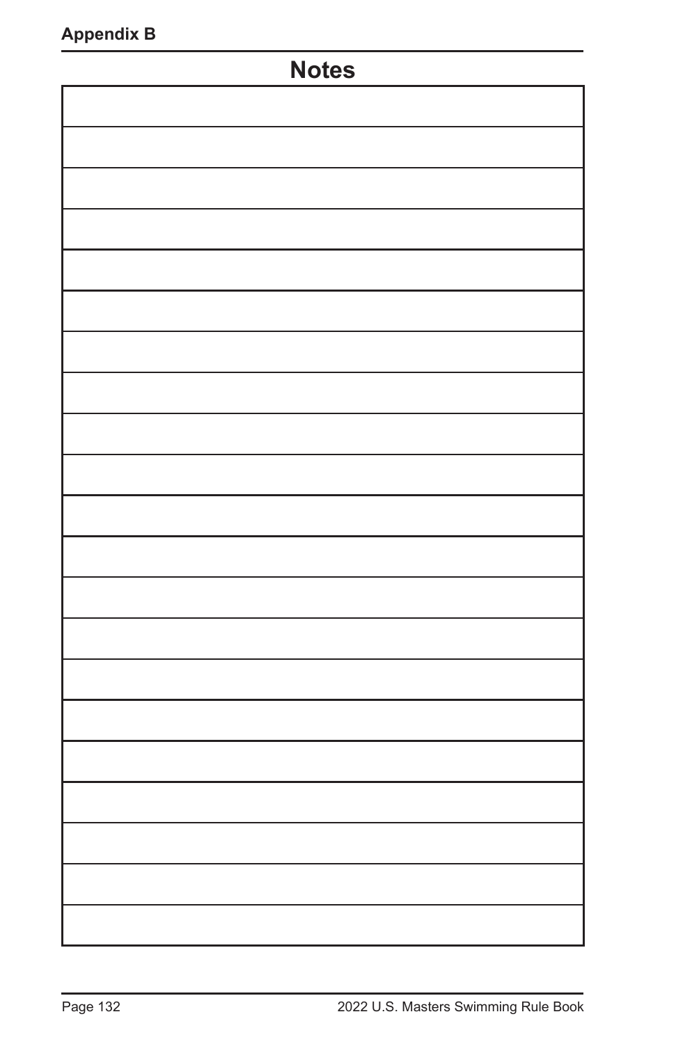# Notes